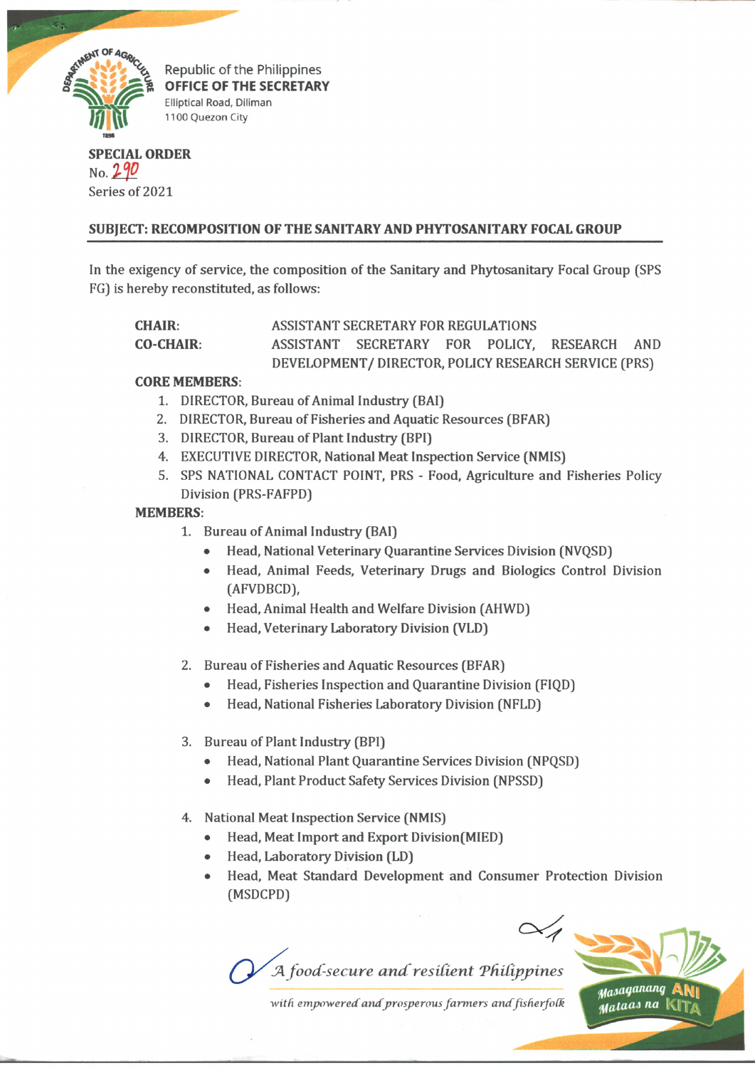Republic of the Philippines
**OFFICE OF THE SECRETARY**
Elliptical Road, Diliman
1100 Quezon City

**SPECIAL ORDER**
No. 290
Series of 2021

**SUBJECT: RECOMPOSITION OF THE SANITARY AND PHYTOSANITARY FOCAL GROUP**

In the exigency of service, the composition of the Sanitary and Phytosanitary Focal Group (SPS FG) is hereby reconstituted, as follows:

**CHAIR:** ASSISTANT SECRETARY FOR REGULATIONS

**CO-CHAIR:** ASSISTANT SECRETARY FOR POLICY, RESEARCH AND DEVELOPMENT/ DIRECTOR, POLICY RESEARCH SERVICE (PRS)

**CORE MEMBERS:**

1. DIRECTOR, Bureau of Animal Industry (BAI)
2. DIRECTOR, Bureau of Fisheries and Aquatic Resources (BFAR)
3. DIRECTOR, Bureau of Plant Industry (BPI)
4. EXECUTIVE DIRECTOR, National Meat Inspection Service (NMIS)
5. SPS NATIONAL CONTACT POINT, PRS - Food, Agriculture and Fisheries Policy Division (PRS-FAFPD)

**MEMBERS:**

1. Bureau of Animal Industry (BAI)
   - Head, National Veterinary Quarantine Services Division (NVQSD)
   - Head, Animal Feeds, Veterinary Drugs and Biologics Control Division (AFVDBCD),
   - Head, Animal Health and Welfare Division (AHWD)
   - Head, Veterinary Laboratory Division (VLD)

2. Bureau of Fisheries and Aquatic Resources (BFAR)
   - Head, Fisheries Inspection and Quarantine Division (FIQD)
   - Head, National Fisheries Laboratory Division (NFLD)

3. Bureau of Plant Industry (BPI)
   - Head, National Plant Quarantine Services Division (NPQSD)
   - Head, Plant Product Safety Services Division (NPSSD)

4. National Meat Inspection Service (NMIS)
   - Head, Meat Import and Export Division(MIED)
   - Head, Laboratory Division (LD)
   - Head, Meat Standard Development and Consumer Protection Division (MSDCPD)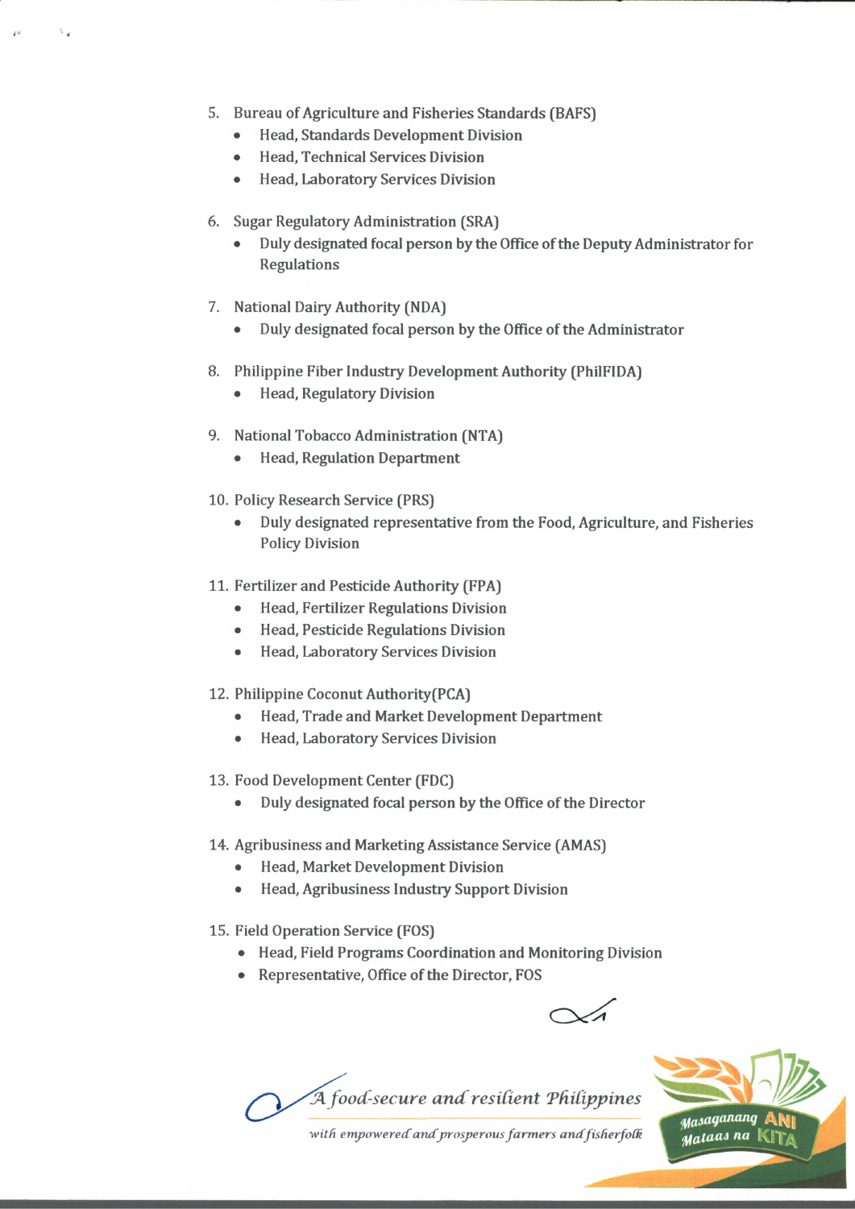5. Bureau of Agriculture and Fisheries Standards (BAFS)
    - Head, Standards Development Division
    - Head, Technical Services Division
    - Head, Laboratory Services Division

6. Sugar Regulatory Administration (SRA)
    - Duly designated focal person by the Office of the Deputy Administrator for Regulations

7. National Dairy Authority (NDA)
    - Duly designated focal person by the Office of the Administrator

8. Philippine Fiber Industry Development Authority (PhilFIDA)
    - Head, Regulatory Division

9. National Tobacco Administration (NTA)
    - Head, Regulation Department

10. Policy Research Service (PRS)
    - Duly designated representative from the Food, Agriculture, and Fisheries Policy Division

11. Fertilizer and Pesticide Authority (FPA)
    - Head, Fertilizer Regulations Division
    - Head, Pesticide Regulations Division
    - Head, Laboratory Services Division

12. Philippine Coconut Authority(PCA)
    - Head, Trade and Market Development Department
    - Head, Laboratory Services Division

13. Food Development Center (FDC)
    - Duly designated focal person by the Office of the Director

14. Agribusiness and Marketing Assistance Service (AMAS)
    - Head, Market Development Division
    - Head, Agribusiness Industry Support Division

15. Field Operation Service (FOS)
    - Head, Field Programs Coordination and Monitoring Division
    - Representative, Office of the Director, FOS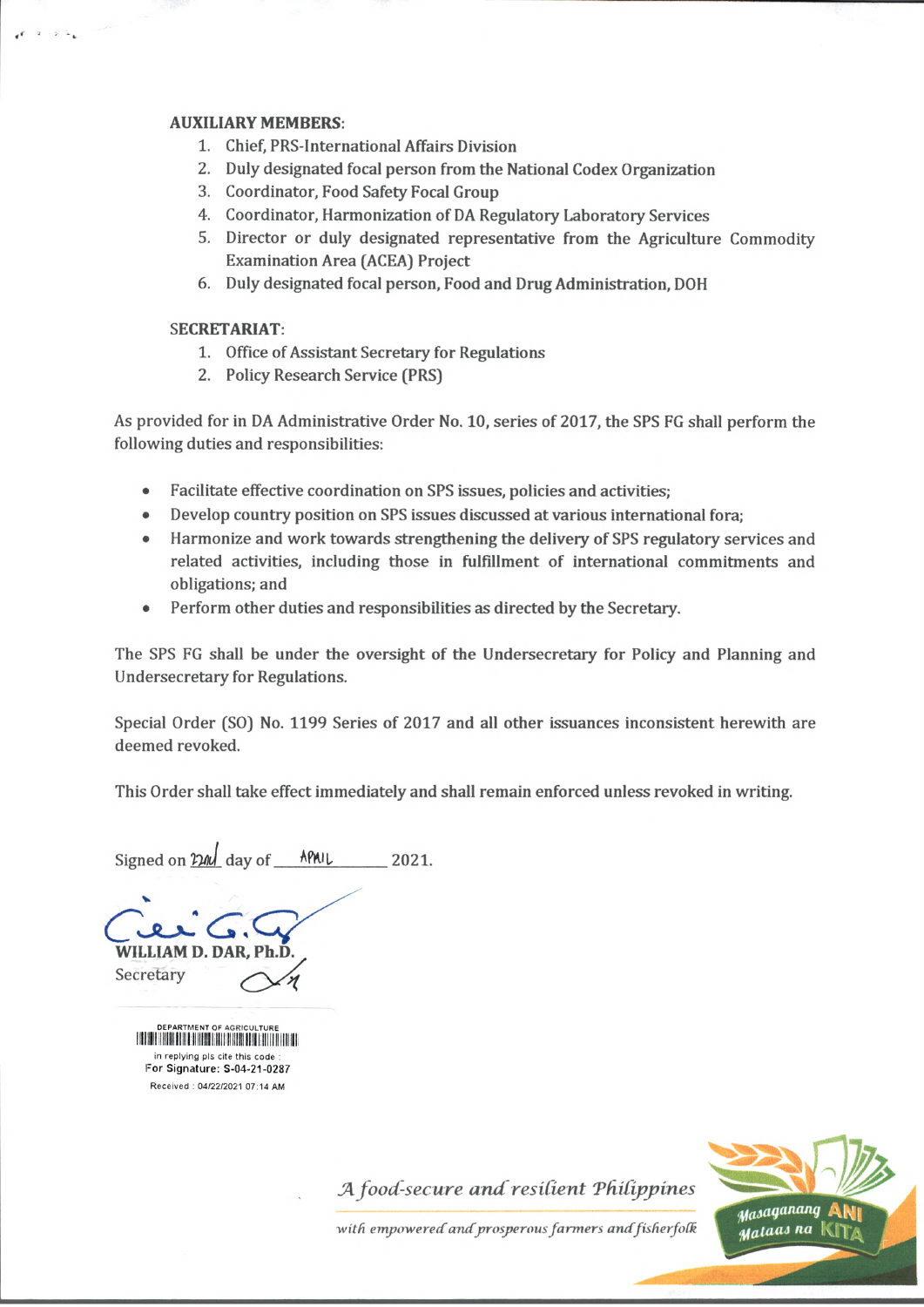**AUXILIARY MEMBERS:**

1. Chief, PRS-International Affairs Division
2. Duly designated focal person from the National Codex Organization
3. Coordinator, Food Safety Focal Group
4. Coordinator, Harmonization of DA Regulatory Laboratory Services
5. Director or duly designated representative from the Agriculture Commodity Examination Area (ACEA) Project
6. Duly designated focal person, Food and Drug Administration, DOH

**SECRETARIAT:**

1. Office of Assistant Secretary for Regulations
2. Policy Research Service (PRS)

As provided for in DA Administrative Order No. 10, series of 2017, the SPS FG shall perform the following duties and responsibilities:

- Facilitate effective coordination on SPS issues, policies and activities;
- Develop country position on SPS issues discussed at various international fora;
- Harmonize and work towards strengthening the delivery of SPS regulatory services and related activities, including those in fulfillment of international commitments and obligations; and
- Perform other duties and responsibilities as directed by the Secretary.

The SPS FG shall be under the oversight of the Undersecretary for Policy and Planning and Undersecretary for Regulations.

Special Order (SO) No. 1199 Series of 2017 and all other issuances inconsistent herewith are deemed revoked.

This Order shall take effect immediately and shall remain enforced unless revoked in writing.

Signed on 22nd day of APRIL 2021.

**WILLIAM D. DAR, Ph.D.**
Secretary

DEPARTMENT OF AGRICULTURE
in replying pls cite this code :
For Signature: S-04-21-0287
Received : 04/22/2021 07:14 AM

*A food-secure and resilient Philippines*
*with empowered and prosperous farmers and fisherfolk*

Masaganang ANI Mataas na KITA